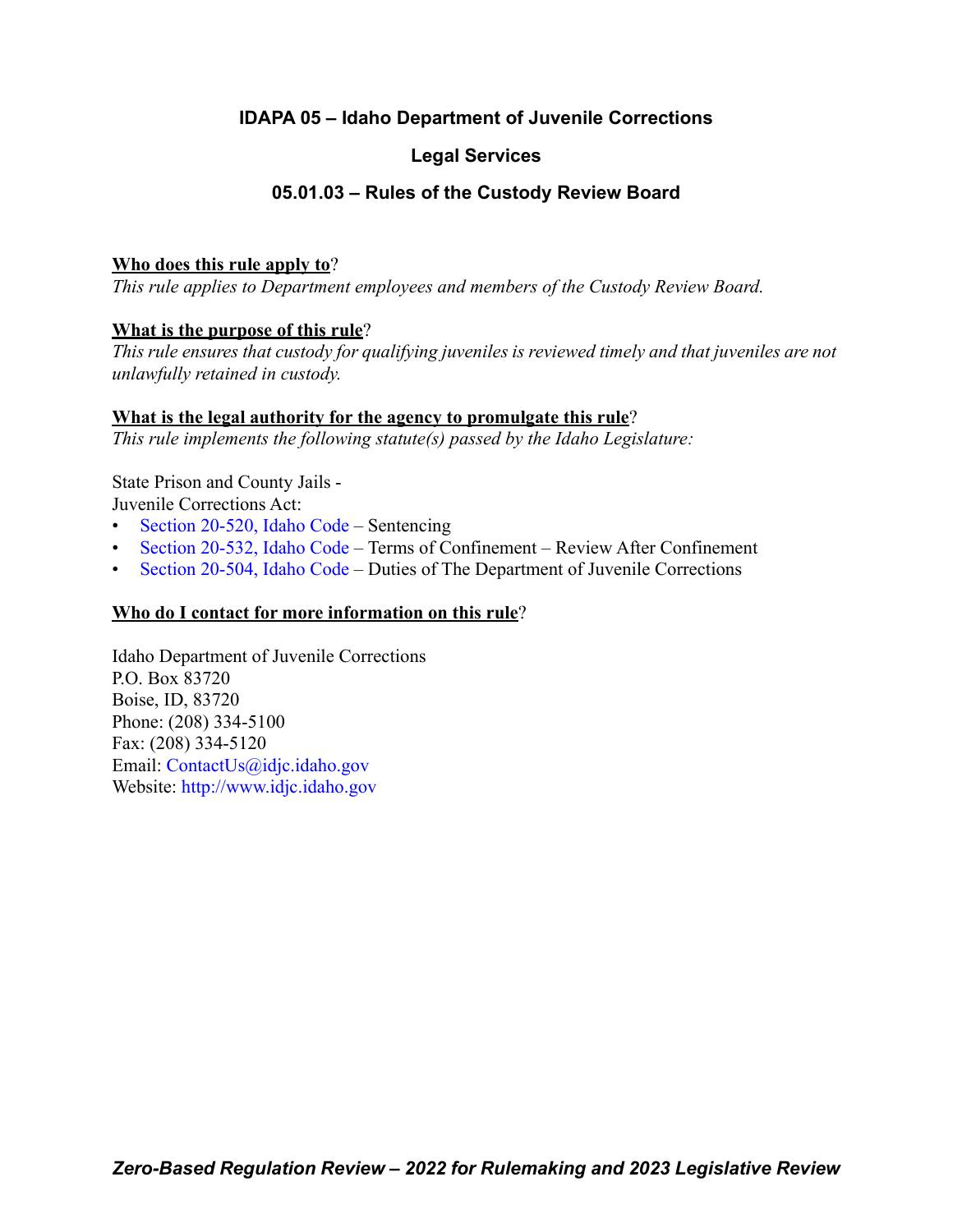# IDAPA 05 – Idaho Department of Juvenile Corrections

## Legal Services

## 05.01.03 – Rules of the Custody Review Board

**Who does this rule apply to?**

*This rule applies to Department employees and members of the Custody Review Board.*

**What is the purpose of this rule?**

*This rule ensures that custody for qualifying juveniles is reviewed timely and that juveniles are not unlawfully retained in custody.*

**What is the legal authority for the agency to promulgate this rule?**

*This rule implements the following statute(s) passed by the Idaho Legislature:*

State Prison and County Jails -
Juvenile Corrections Act:

- Section 20-520, Idaho Code – Sentencing
- Section 20-532, Idaho Code – Terms of Confinement – Review After Confinement
- Section 20-504, Idaho Code – Duties of The Department of Juvenile Corrections

**Who do I contact for more information on this rule?**

Idaho Department of Juvenile Corrections
P.O. Box 83720
Boise, ID, 83720
Phone: (208) 334-5100
Fax: (208) 334-5120
Email: ContactUs@idjc.idaho.gov
Website: http://www.idjc.idaho.gov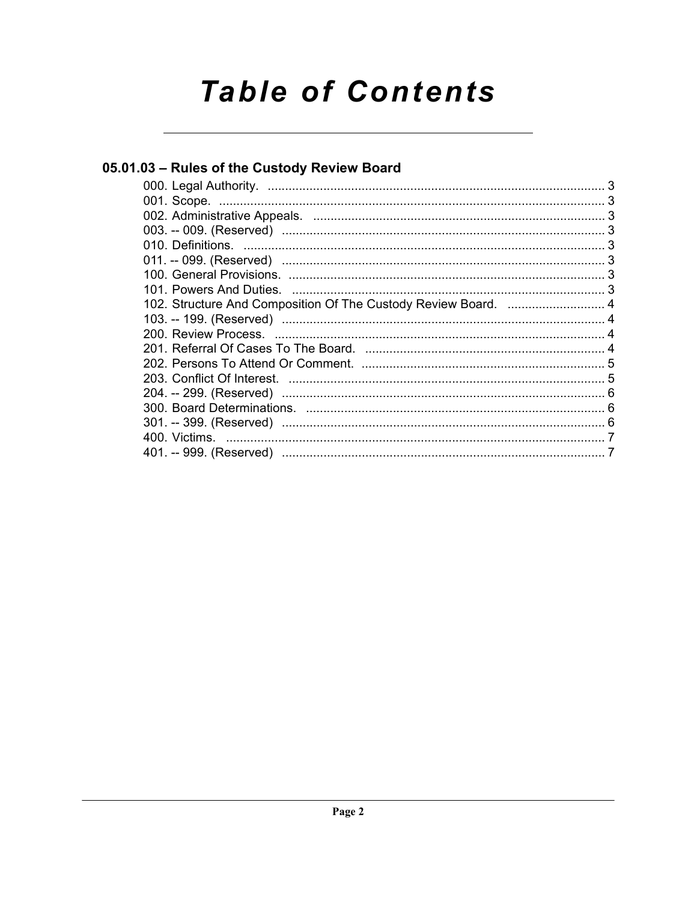# Table of Contents

## 05.01.03 – Rules of the Custody Review Board

000. Legal Authority. ..... 3
001. Scope. ..... 3
002. Administrative Appeals. ..... 3
003. -- 009. (Reserved) ..... 3
010. Definitions. ..... 3
011. -- 099. (Reserved) ..... 3
100. General Provisions. ..... 3
101. Powers And Duties. ..... 3
102. Structure And Composition Of The Custody Review Board. ..... 4
103. -- 199. (Reserved) ..... 4
200. Review Process. ..... 4
201. Referral Of Cases To The Board. ..... 4
202. Persons To Attend Or Comment. ..... 5
203. Conflict Of Interest. ..... 5
204. -- 299. (Reserved) ..... 6
300. Board Determinations. ..... 6
301. -- 399. (Reserved) ..... 6
400. Victims. ..... 7
401. -- 999. (Reserved) ..... 7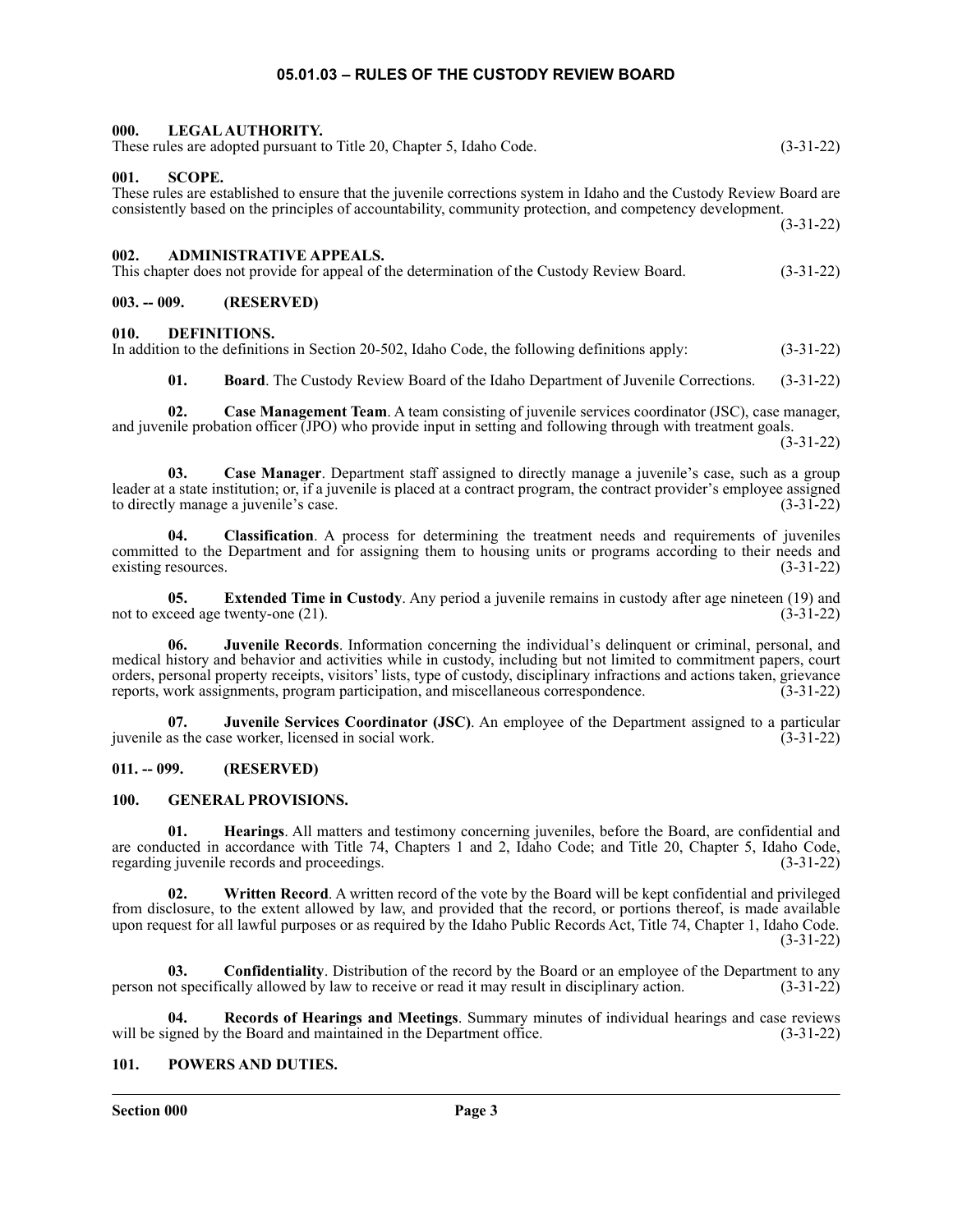# 05.01.03 – RULES OF THE CUSTODY REVIEW BOARD

## 000. LEGAL AUTHORITY.

These rules are adopted pursuant to Title 20, Chapter 5, Idaho Code. (3-31-22)

## 001. SCOPE.

These rules are established to ensure that the juvenile corrections system in Idaho and the Custody Review Board are consistently based on the principles of accountability, community protection, and competency development. (3-31-22)

## 002. ADMINISTRATIVE APPEALS.

This chapter does not provide for appeal of the determination of the Custody Review Board. (3-31-22)

## 003. -- 009. (RESERVED)

## 010. DEFINITIONS.

In addition to the definitions in Section 20-502, Idaho Code, the following definitions apply: (3-31-22)

**01. Board**. The Custody Review Board of the Idaho Department of Juvenile Corrections. (3-31-22)

**02. Case Management Team**. A team consisting of juvenile services coordinator (JSC), case manager, and juvenile probation officer (JPO) who provide input in setting and following through with treatment goals. (3-31-22)

**03. Case Manager**. Department staff assigned to directly manage a juvenile's case, such as a group leader at a state institution; or, if a juvenile is placed at a contract program, the contract provider's employee assigned to directly manage a juvenile's case. (3-31-22)

**04. Classification**. A process for determining the treatment needs and requirements of juveniles committed to the Department and for assigning them to housing units or programs according to their needs and existing resources. (3-31-22)

**05. Extended Time in Custody**. Any period a juvenile remains in custody after age nineteen (19) and not to exceed age twenty-one (21). (3-31-22)

**06. Juvenile Records**. Information concerning the individual's delinquent or criminal, personal, and medical history and behavior and activities while in custody, including but not limited to commitment papers, court orders, personal property receipts, visitors' lists, type of custody, disciplinary infractions and actions taken, grievance reports, work assignments, program participation, and miscellaneous correspondence. (3-31-22)

**07. Juvenile Services Coordinator (JSC)**. An employee of the Department assigned to a particular juvenile as the case worker, licensed in social work. (3-31-22)

## 011. -- 099. (RESERVED)

## 100. GENERAL PROVISIONS.

**01. Hearings**. All matters and testimony concerning juveniles, before the Board, are confidential and are conducted in accordance with Title 74, Chapters 1 and 2, Idaho Code; and Title 20, Chapter 5, Idaho Code, regarding juvenile records and proceedings. (3-31-22)

**02. Written Record**. A written record of the vote by the Board will be kept confidential and privileged from disclosure, to the extent allowed by law, and provided that the record, or portions thereof, is made available upon request for all lawful purposes or as required by the Idaho Public Records Act, Title 74, Chapter 1, Idaho Code. (3-31-22)

**03. Confidentiality**. Distribution of the record by the Board or an employee of the Department to any person not specifically allowed by law to receive or read it may result in disciplinary action. (3-31-22)

**04. Records of Hearings and Meetings**. Summary minutes of individual hearings and case reviews will be signed by the Board and maintained in the Department office. (3-31-22)

## 101. POWERS AND DUTIES.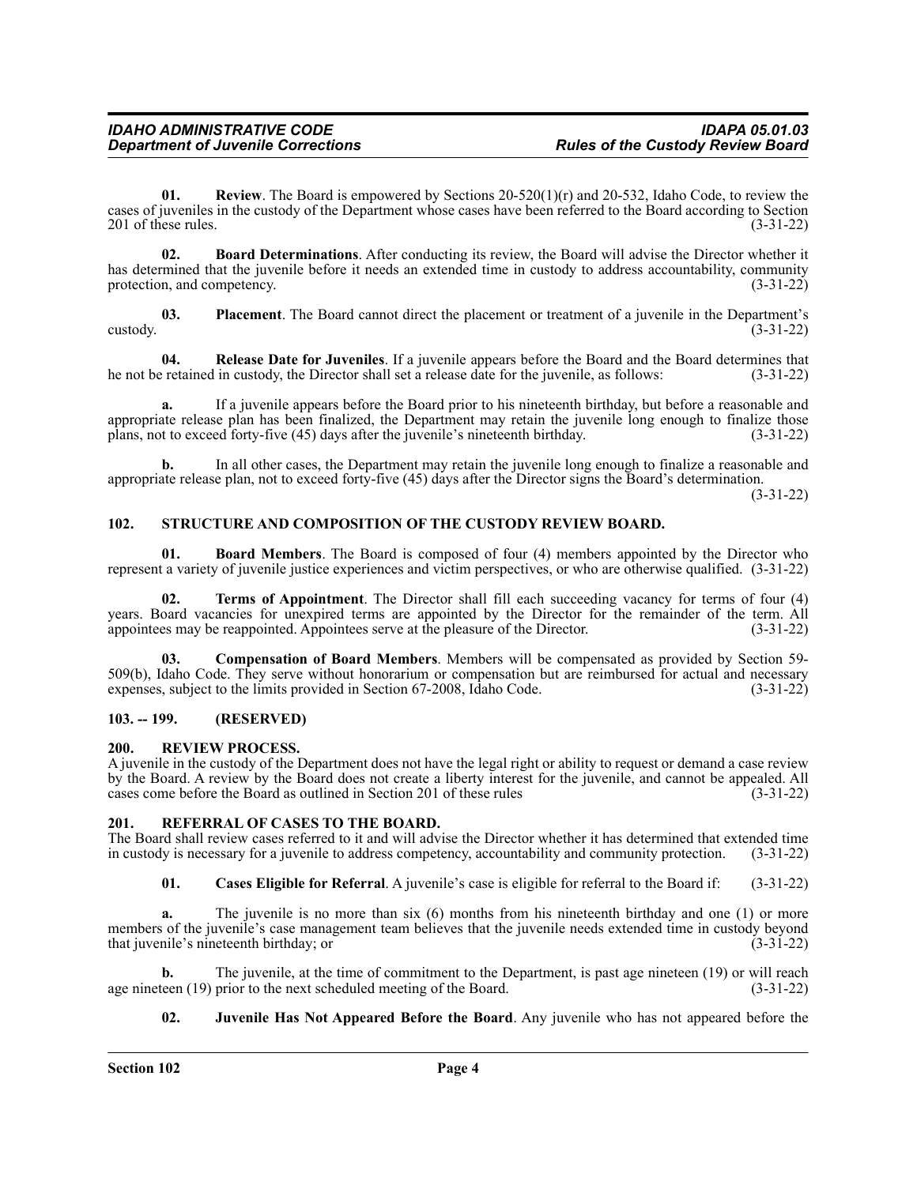**01. Review**. The Board is empowered by Sections 20-520(1)(r) and 20-532, Idaho Code, to review the cases of juveniles in the custody of the Department whose cases have been referred to the Board according to Section 201 of these rules. (3-31-22)

**02. Board Determinations**. After conducting its review, the Board will advise the Director whether it has determined that the juvenile before it needs an extended time in custody to address accountability, community protection, and competency. (3-31-22)

**03. Placement**. The Board cannot direct the placement or treatment of a juvenile in the Department's custody. (3-31-22)

**04. Release Date for Juveniles**. If a juvenile appears before the Board and the Board determines that he not be retained in custody, the Director shall set a release date for the juvenile, as follows: (3-31-22)

**a.** If a juvenile appears before the Board prior to his nineteenth birthday, but before a reasonable and appropriate release plan has been finalized, the Department may retain the juvenile long enough to finalize those plans, not to exceed forty-five (45) days after the juvenile's nineteenth birthday. (3-31-22)

**b.** In all other cases, the Department may retain the juvenile long enough to finalize a reasonable and appropriate release plan, not to exceed forty-five (45) days after the Director signs the Board's determination. (3-31-22)

## 102. STRUCTURE AND COMPOSITION OF THE CUSTODY REVIEW BOARD.

**01. Board Members**. The Board is composed of four (4) members appointed by the Director who represent a variety of juvenile justice experiences and victim perspectives, or who are otherwise qualified. (3-31-22)

**02. Terms of Appointment**. The Director shall fill each succeeding vacancy for terms of four (4) years. Board vacancies for unexpired terms are appointed by the Director for the remainder of the term. All appointees may be reappointed. Appointees serve at the pleasure of the Director. (3-31-22)

**03. Compensation of Board Members**. Members will be compensated as provided by Section 59-509(b), Idaho Code. They serve without honorarium or compensation but are reimbursed for actual and necessary expenses, subject to the limits provided in Section 67-2008, Idaho Code. (3-31-22)

## 103. -- 199. (RESERVED)

## 200. REVIEW PROCESS.

A juvenile in the custody of the Department does not have the legal right or ability to request or demand a case review by the Board. A review by the Board does not create a liberty interest for the juvenile, and cannot be appealed. All cases come before the Board as outlined in Section 201 of these rules (3-31-22)

## 201. REFERRAL OF CASES TO THE BOARD.

The Board shall review cases referred to it and will advise the Director whether it has determined that extended time in custody is necessary for a juvenile to address competency, accountability and community protection. (3-31-22)

**01. Cases Eligible for Referral**. A juvenile's case is eligible for referral to the Board if: (3-31-22)

**a.** The juvenile is no more than six (6) months from his nineteenth birthday and one (1) or more members of the juvenile's case management team believes that the juvenile needs extended time in custody beyond that juvenile's nineteenth birthday; or (3-31-22)

**b.** The juvenile, at the time of commitment to the Department, is past age nineteen (19) or will reach age nineteen (19) prior to the next scheduled meeting of the Board. (3-31-22)

**02. Juvenile Has Not Appeared Before the Board**. Any juvenile who has not appeared before the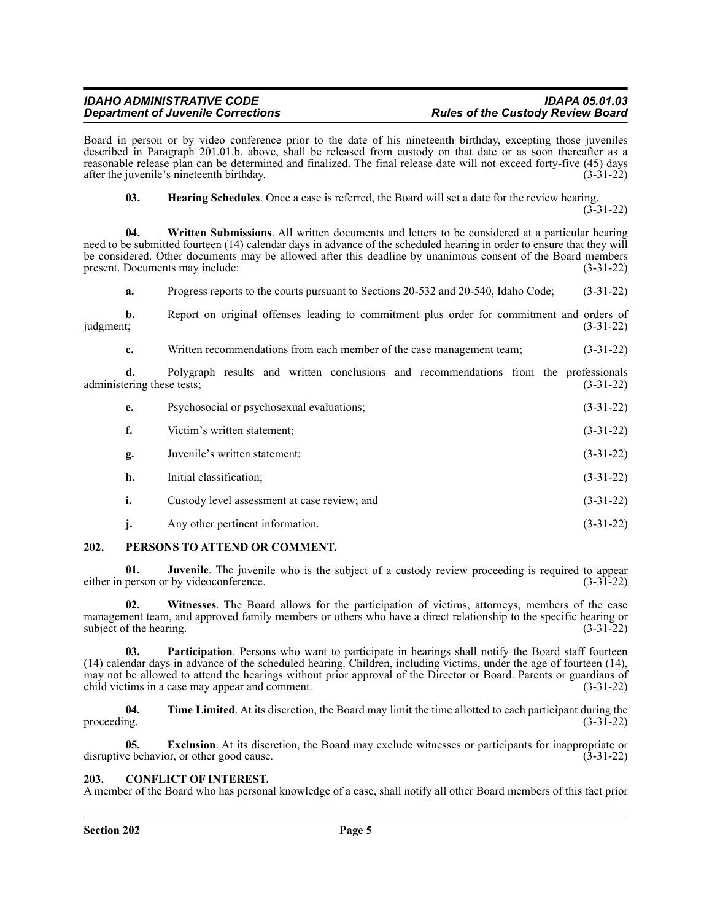Board in person or by video conference prior to the date of his nineteenth birthday, excepting those juveniles described in Paragraph 201.01.b. above, shall be released from custody on that date or as soon thereafter as a reasonable release plan can be determined and finalized. The final release date will not exceed forty-five (45) days after the juvenile's nineteenth birthday. (3-31-22)

**03. Hearing Schedules**. Once a case is referred, the Board will set a date for the review hearing. (3-31-22)

**04. Written Submissions**. All written documents and letters to be considered at a particular hearing need to be submitted fourteen (14) calendar days in advance of the scheduled hearing in order to ensure that they will be considered. Other documents may be allowed after this deadline by unanimous consent of the Board members present. Documents may include: (3-31-22)

**a.** Progress reports to the courts pursuant to Sections 20-532 and 20-540, Idaho Code; (3-31-22)

**b.** Report on original offenses leading to commitment plus order for commitment and orders of judgment; (3-31-22)

**c.** Written recommendations from each member of the case management team; (3-31-22)

**d.** Polygraph results and written conclusions and recommendations from the professionals administering these tests; (3-31-22)

**e.** Psychosocial or psychosexual evaluations; (3-31-22)

**f.** Victim's written statement; (3-31-22)

**g.** Juvenile's written statement; (3-31-22)

**h.** Initial classification; (3-31-22)

**i.** Custody level assessment at case review; and (3-31-22)

**j.** Any other pertinent information. (3-31-22)

## 202. PERSONS TO ATTEND OR COMMENT.

**01. Juvenile**. The juvenile who is the subject of a custody review proceeding is required to appear either in person or by videoconference. (3-31-22)

**02. Witnesses**. The Board allows for the participation of victims, attorneys, members of the case management team, and approved family members or others who have a direct relationship to the specific hearing or subject of the hearing. (3-31-22)

**03. Participation**. Persons who want to participate in hearings shall notify the Board staff fourteen (14) calendar days in advance of the scheduled hearing. Children, including victims, under the age of fourteen (14), may not be allowed to attend the hearings without prior approval of the Director or Board. Parents or guardians of child victims in a case may appear and comment. (3-31-22)

**04. Time Limited**. At its discretion, the Board may limit the time allotted to each participant during the proceeding. (3-31-22)

**05. Exclusion**. At its discretion, the Board may exclude witnesses or participants for inappropriate or disruptive behavior, or other good cause. (3-31-22)

## 203. CONFLICT OF INTEREST.

A member of the Board who has personal knowledge of a case, shall notify all other Board members of this fact prior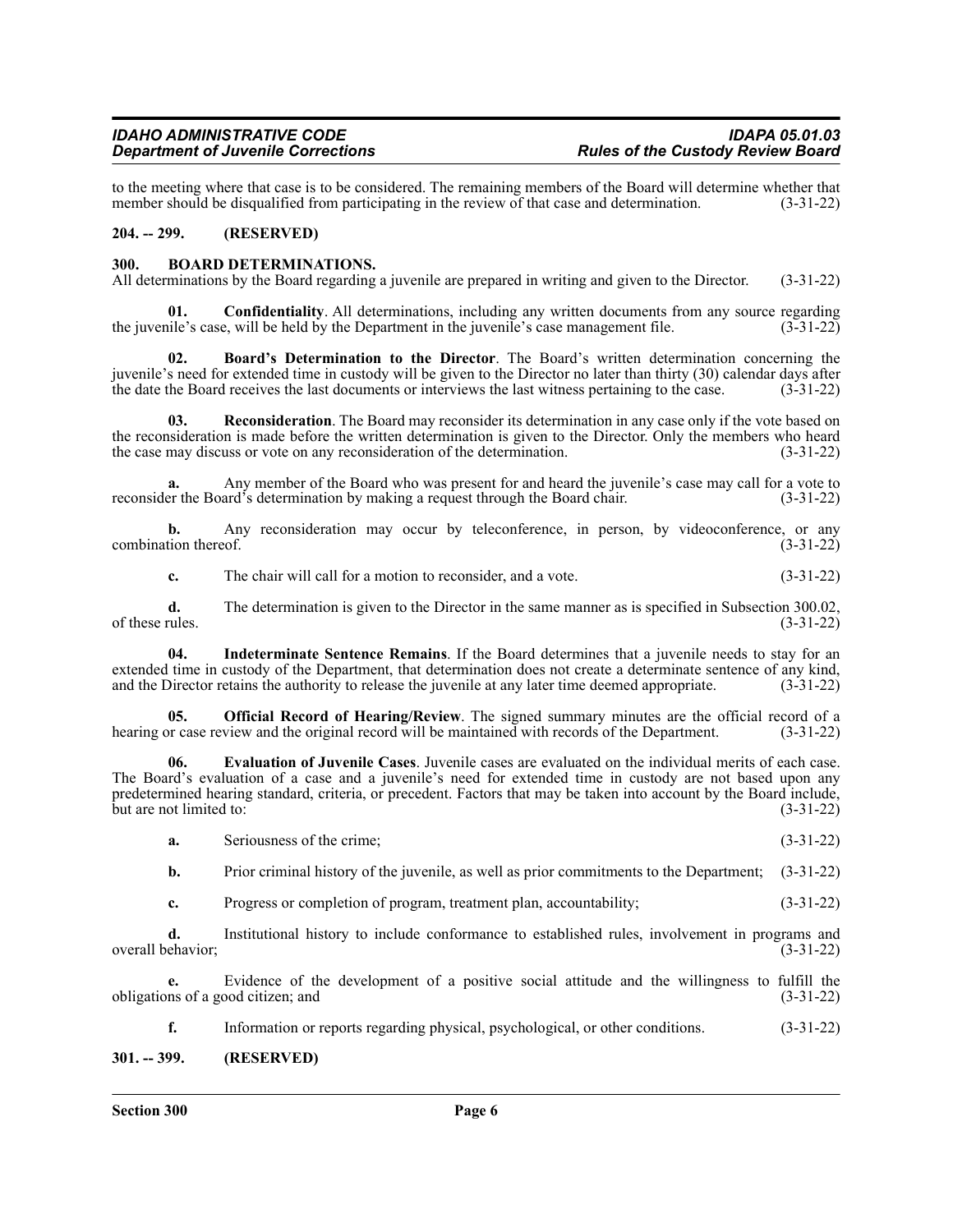to the meeting where that case is to be considered. The remaining members of the Board will determine whether that member should be disqualified from participating in the review of that case and determination. (3-31-22)

## 204. -- 299. (RESERVED)

## 300. BOARD DETERMINATIONS.

All determinations by the Board regarding a juvenile are prepared in writing and given to the Director. (3-31-22)

**01. Confidentiality**. All determinations, including any written documents from any source regarding the juvenile's case, will be held by the Department in the juvenile's case management file. (3-31-22)

**02. Board's Determination to the Director**. The Board's written determination concerning the juvenile's need for extended time in custody will be given to the Director no later than thirty (30) calendar days after the date the Board receives the last documents or interviews the last witness pertaining to the case. (3-31-22)

**03. Reconsideration**. The Board may reconsider its determination in any case only if the vote based on the reconsideration is made before the written determination is given to the Director. Only the members who heard the case may discuss or vote on any reconsideration of the determination. (3-31-22)

**a.** Any member of the Board who was present for and heard the juvenile's case may call for a vote to reconsider the Board's determination by making a request through the Board chair. (3-31-22)

**b.** Any reconsideration may occur by teleconference, in person, by videoconference, or any combination thereof. (3-31-22)

**c.** The chair will call for a motion to reconsider, and a vote. (3-31-22)

**d.** The determination is given to the Director in the same manner as is specified in Subsection 300.02, of these rules. (3-31-22)

**04. Indeterminate Sentence Remains**. If the Board determines that a juvenile needs to stay for an extended time in custody of the Department, that determination does not create a determinate sentence of any kind, and the Director retains the authority to release the juvenile at any later time deemed appropriate. (3-31-22)

**05. Official Record of Hearing/Review**. The signed summary minutes are the official record of a hearing or case review and the original record will be maintained with records of the Department. (3-31-22)

**06. Evaluation of Juvenile Cases**. Juvenile cases are evaluated on the individual merits of each case. The Board's evaluation of a case and a juvenile's need for extended time in custody are not based upon any predetermined hearing standard, criteria, or precedent. Factors that may be taken into account by the Board include, but are not limited to: (3-31-22)

**a.** Seriousness of the crime; (3-31-22)

**b.** Prior criminal history of the juvenile, as well as prior commitments to the Department; (3-31-22)

**c.** Progress or completion of program, treatment plan, accountability; (3-31-22)

**d.** Institutional history to include conformance to established rules, involvement in programs and overall behavior; (3-31-22)

**e.** Evidence of the development of a positive social attitude and the willingness to fulfill the obligations of a good citizen; and (3-31-22)

**f.** Information or reports regarding physical, psychological, or other conditions. (3-31-22)

## 301. -- 399. (RESERVED)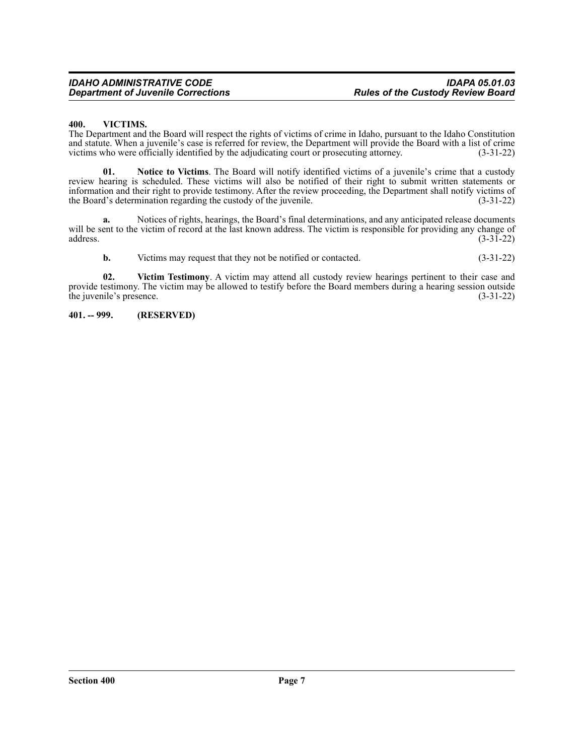**400. VICTIMS.**

The Department and the Board will respect the rights of victims of crime in Idaho, pursuant to the Idaho Constitution and statute. When a juvenile's case is referred for review, the Department will provide the Board with a list of crime victims who were officially identified by the adjudicating court or prosecuting attorney. (3-31-22)

**01. Notice to Victims**. The Board will notify identified victims of a juvenile's crime that a custody review hearing is scheduled. These victims will also be notified of their right to submit written statements or information and their right to provide testimony. After the review proceeding, the Department shall notify victims of the Board's determination regarding the custody of the juvenile. (3-31-22)

**a.** Notices of rights, hearings, the Board's final determinations, and any anticipated release documents will be sent to the victim of record at the last known address. The victim is responsible for providing any change of address. (3-31-22)

**b.** Victims may request that they not be notified or contacted. (3-31-22)

**02. Victim Testimony**. A victim may attend all custody review hearings pertinent to their case and provide testimony. The victim may be allowed to testify before the Board members during a hearing session outside the juvenile's presence. (3-31-22)

**401. -- 999. (RESERVED)**